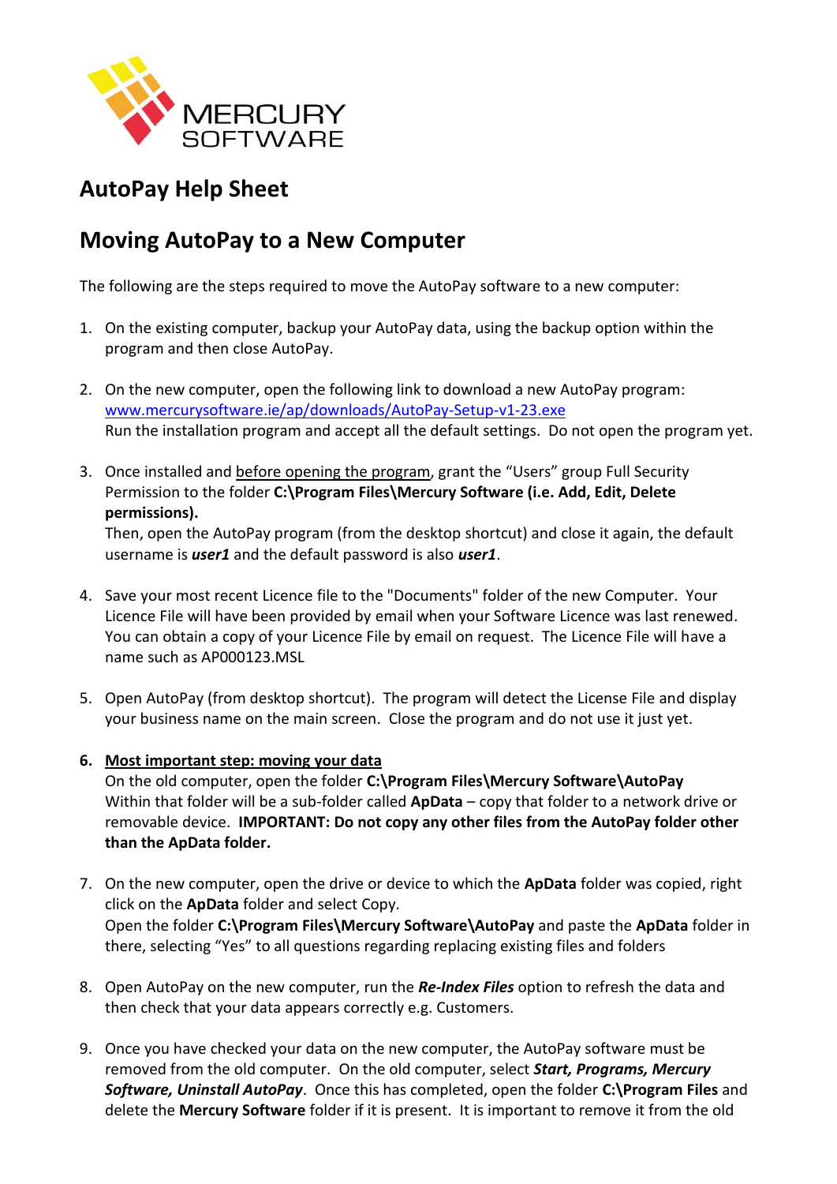MERCURY SOFTWARE

# AutoPay Help Sheet

# Moving AutoPay to a New Computer

The following are the steps required to move the AutoPay software to a new computer:

1. On the existing computer, backup your AutoPay data, using the backup option within the program and then close AutoPay.

2. On the new computer, open the following link to download a new AutoPay program: [www.mercurysoftware.ie/ap/downloads/AutoPay-Setup-v1-23.exe](www.mercurysoftware.ie/ap/downloads/AutoPay-Setup-v1-23.exe)
   Run the installation program and accept all the default settings. Do not open the program yet.

3. Once installed and <u>before opening the program</u>, grant the "Users" group Full Security Permission to the folder **C:\Program Files\Mercury Software (i.e. Add, Edit, Delete permissions).**
   Then, open the AutoPay program (from the desktop shortcut) and close it again, the default username is ***user1*** and the default password is also ***user1***.

4. Save your most recent Licence file to the "Documents" folder of the new Computer. Your Licence File will have been provided by email when your Software Licence was last renewed. You can obtain a copy of your Licence File by email on request. The Licence File will have a name such as AP000123.MSL

5. Open AutoPay (from desktop shortcut). The program will detect the License File and display your business name on the main screen. Close the program and do not use it just yet.

6. **<u>Most important step: moving your data</u>**
   On the old computer, open the folder **C:\Program Files\Mercury Software\AutoPay**
   Within that folder will be a sub-folder called **ApData** – copy that folder to a network drive or removable device. **IMPORTANT: Do not copy any other files from the AutoPay folder other than the ApData folder.**

7. On the new computer, open the drive or device to which the **ApData** folder was copied, right click on the **ApData** folder and select Copy.
   Open the folder **C:\Program Files\Mercury Software\AutoPay** and paste the **ApData** folder in there, selecting "Yes" to all questions regarding replacing existing files and folders

8. Open AutoPay on the new computer, run the ***Re-Index Files*** option to refresh the data and then check that your data appears correctly e.g. Customers.

9. Once you have checked your data on the new computer, the AutoPay software must be removed from the old computer. On the old computer, select ***Start, Programs, Mercury Software, Uninstall AutoPay***. Once this has completed, open the folder **C:\Program Files** and delete the **Mercury Software** folder if it is present. It is important to remove it from the old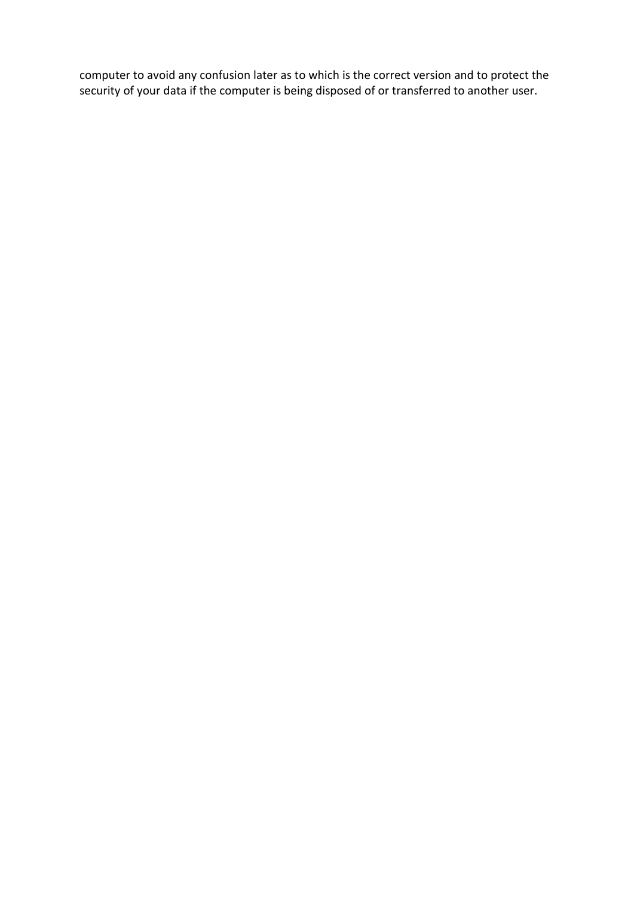computer to avoid any confusion later as to which is the correct version and to protect the security of your data if the computer is being disposed of or transferred to another user.